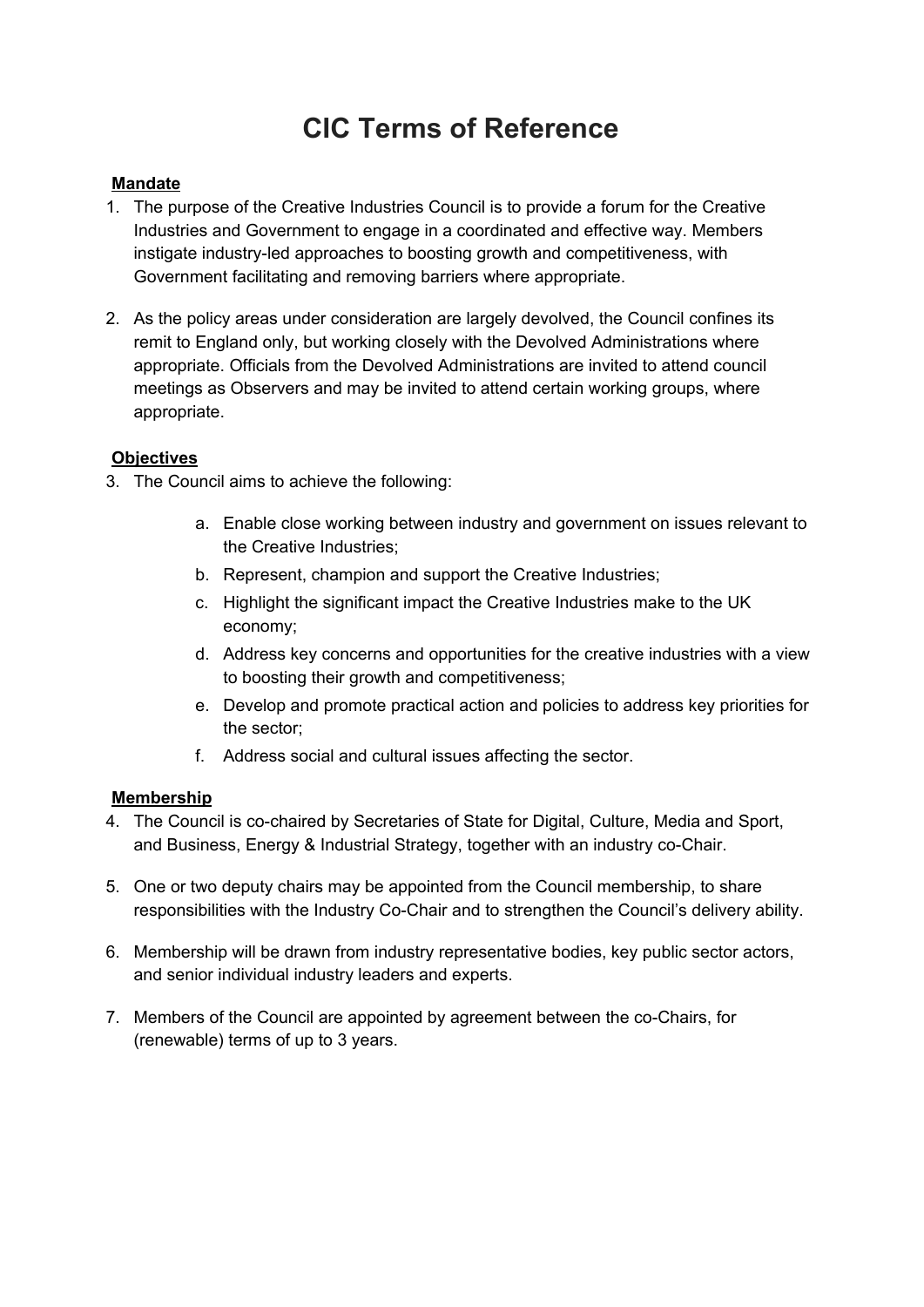# CIC Terms of Reference

**Mandate**

1. The purpose of the Creative Industries Council is to provide a forum for the Creative Industries and Government to engage in a coordinated and effective way. Members instigate industry-led approaches to boosting growth and competitiveness, with Government facilitating and removing barriers where appropriate.

2. As the policy areas under consideration are largely devolved, the Council confines its remit to England only, but working closely with the Devolved Administrations where appropriate. Officials from the Devolved Administrations are invited to attend council meetings as Observers and may be invited to attend certain working groups, where appropriate.

**Objectives**

3. The Council aims to achieve the following:

    a. Enable close working between industry and government on issues relevant to the Creative Industries;
    b. Represent, champion and support the Creative Industries;
    c. Highlight the significant impact the Creative Industries make to the UK economy;
    d. Address key concerns and opportunities for the creative industries with a view to boosting their growth and competitiveness;
    e. Develop and promote practical action and policies to address key priorities for the sector;
    f. Address social and cultural issues affecting the sector.

**Membership**

4. The Council is co-chaired by Secretaries of State for Digital, Culture, Media and Sport, and Business, Energy & Industrial Strategy, together with an industry co-Chair.

5. One or two deputy chairs may be appointed from the Council membership, to share responsibilities with the Industry Co-Chair and to strengthen the Council's delivery ability.

6. Membership will be drawn from industry representative bodies, key public sector actors, and senior individual industry leaders and experts.

7. Members of the Council are appointed by agreement between the co-Chairs, for (renewable) terms of up to 3 years.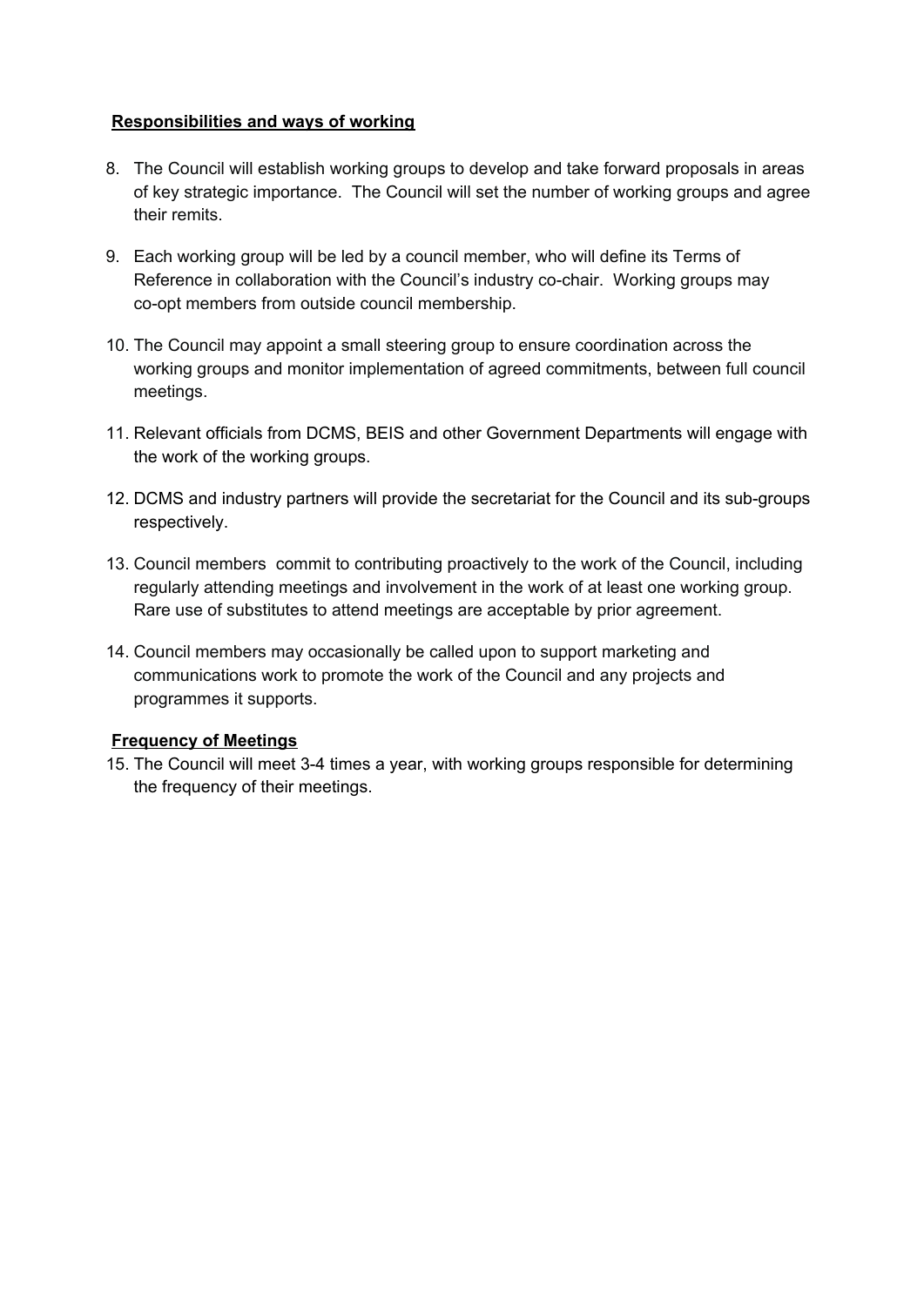**Responsibilities and ways of working**

8. The Council will establish working groups to develop and take forward proposals in areas of key strategic importance. The Council will set the number of working groups and agree their remits.

9. Each working group will be led by a council member, who will define its Terms of Reference in collaboration with the Council's industry co-chair. Working groups may co-opt members from outside council membership.

10. The Council may appoint a small steering group to ensure coordination across the working groups and monitor implementation of agreed commitments, between full council meetings.

11. Relevant officials from DCMS, BEIS and other Government Departments will engage with the work of the working groups.

12. DCMS and industry partners will provide the secretariat for the Council and its sub-groups respectively.

13. Council members commit to contributing proactively to the work of the Council, including regularly attending meetings and involvement in the work of at least one working group. Rare use of substitutes to attend meetings are acceptable by prior agreement.

14. Council members may occasionally be called upon to support marketing and communications work to promote the work of the Council and any projects and programmes it supports.

**Frequency of Meetings**

15. The Council will meet 3-4 times a year, with working groups responsible for determining the frequency of their meetings.